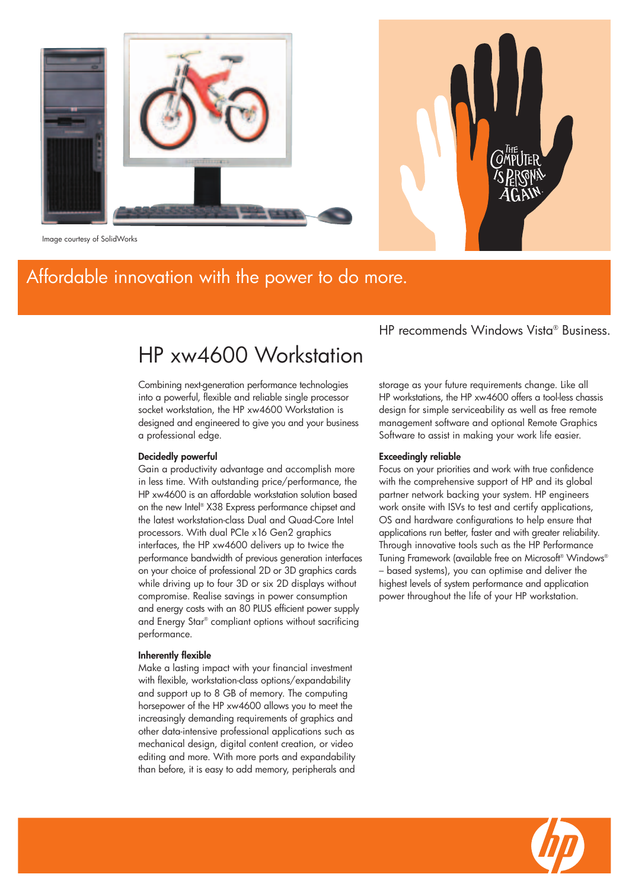Image courtesy of SolidWorks

THE COMPUTER IS PERSONAL AGAIN.

Affordable innovation with the power to do more.

HP recommends Windows Vista® Business.

# HP xw4600 Workstation

Combining next-generation performance technologies into a powerful, flexible and reliable single processor socket workstation, the HP xw4600 Workstation is designed and engineered to give you and your business a professional edge.

**Decidedly powerful**

Gain a productivity advantage and accomplish more in less time. With outstanding price/performance, the HP xw4600 is an affordable workstation solution based on the new Intel® X38 Express performance chipset and the latest workstation-class Dual and Quad-Core Intel processors. With dual PCIe x16 Gen2 graphics interfaces, the HP xw4600 delivers up to twice the performance bandwidth of previous generation interfaces on your choice of professional 2D or 3D graphics cards while driving up to four 3D or six 2D displays without compromise. Realise savings in power consumption and energy costs with an 80 PLUS efficient power supply and Energy Star® compliant options without sacrificing performance.

**Inherently flexible**

Make a lasting impact with your financial investment with flexible, workstation-class options/expandability and support up to 8 GB of memory. The computing horsepower of the HP xw4600 allows you to meet the increasingly demanding requirements of graphics and other data-intensive professional applications such as mechanical design, digital content creation, or video editing and more. With more ports and expandability than before, it is easy to add memory, peripherals and storage as your future requirements change. Like all HP workstations, the HP xw4600 offers a tool-less chassis design for simple serviceability as well as free remote management software and optional Remote Graphics Software to assist in making your work life easier.

**Exceedingly reliable**

Focus on your priorities and work with true confidence with the comprehensive support of HP and its global partner network backing your system. HP engineers work onsite with ISVs to test and certify applications, OS and hardware configurations to help ensure that applications run better, faster and with greater reliability. Through innovative tools such as the HP Performance Tuning Framework (available free on Microsoft® Windows® – based systems), you can optimise and deliver the highest levels of system performance and application power throughout the life of your HP workstation.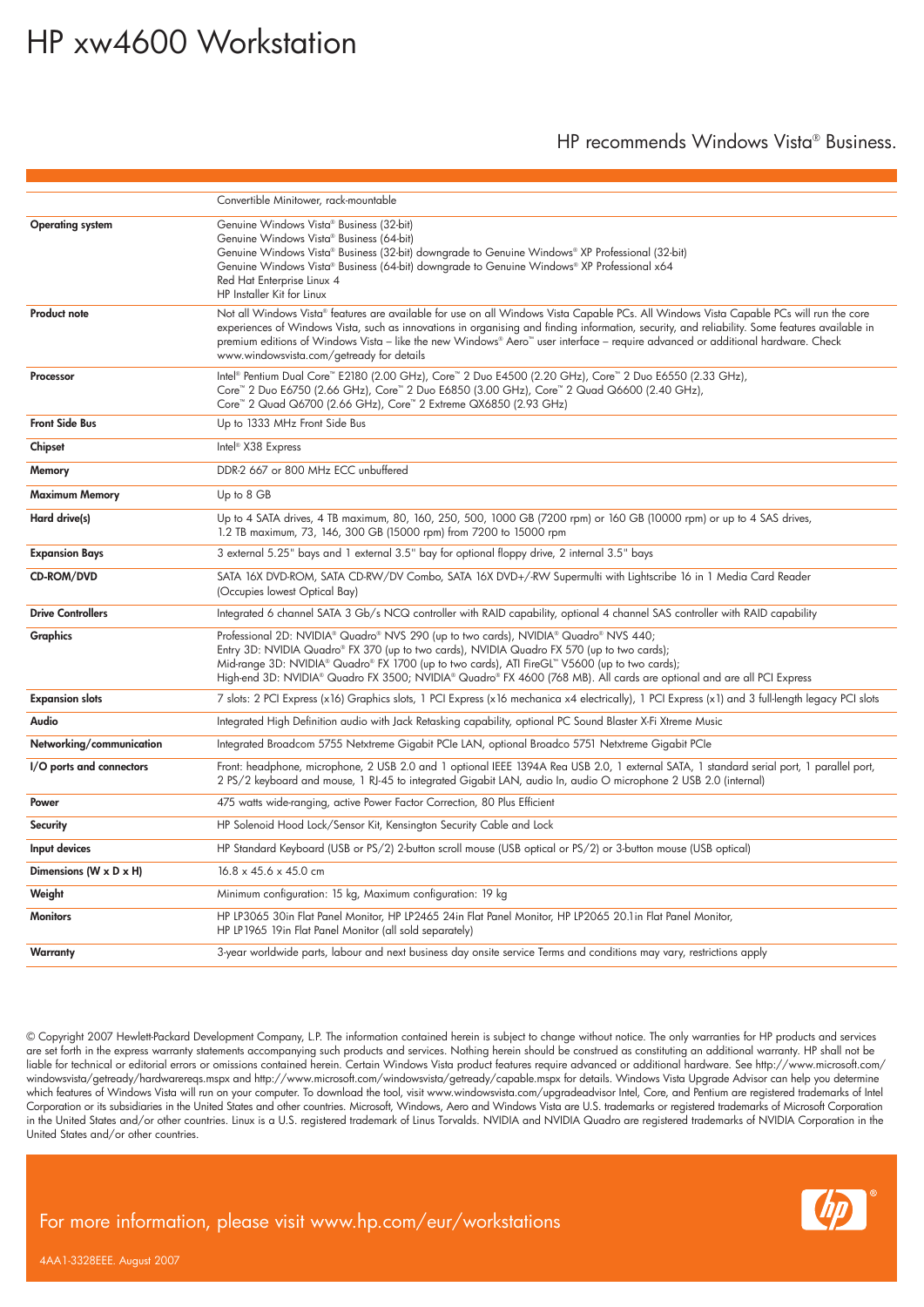# HP xw4600 Workstation

HP recommends Windows Vista® Business.

| | |
|---|---|
| | Convertible Minitower, rack-mountable |
| **Operating system** | Genuine Windows Vista® Business (32-bit)<br>Genuine Windows Vista® Business (64-bit)<br>Genuine Windows Vista® Business (32-bit) downgrade to Genuine Windows® XP Professional (32-bit)<br>Genuine Windows Vista® Business (64-bit) downgrade to Genuine Windows® XP Professional x64<br>Red Hat Enterprise Linux 4<br>HP Installer Kit for Linux |
| **Product note** | Not all Windows Vista® features are available for use on all Windows Vista Capable PCs. All Windows Vista Capable PCs will run the core experiences of Windows Vista, such as innovations in organising and finding information, security, and reliability. Some features available in premium editions of Windows Vista – like the new Windows® Aero™ user interface – require advanced or additional hardware. Check www.windowsvista.com/getready for details |
| **Processor** | Intel® Pentium Dual Core™ E2180 (2.00 GHz), Core™ 2 Duo E4500 (2.20 GHz), Core™ 2 Duo E6550 (2.33 GHz),<br>Core™ 2 Duo E6750 (2.66 GHz), Core™ 2 Duo E6850 (3.00 GHz), Core™ 2 Quad Q6600 (2.40 GHz),<br>Core™ 2 Quad Q6700 (2.66 GHz), Core™ 2 Extreme QX6850 (2.93 GHz) |
| **Front Side Bus** | Up to 1333 MHz Front Side Bus |
| **Chipset** | Intel® X38 Express |
| **Memory** | DDR-2 667 or 800 MHz ECC unbuffered |
| **Maximum Memory** | Up to 8 GB |
| **Hard drive(s)** | Up to 4 SATA drives, 4 TB maximum, 80, 160, 250, 500, 1000 GB (7200 rpm) or 160 GB (10000 rpm) or up to 4 SAS drives,<br>1.2 TB maximum, 73, 146, 300 GB (15000 rpm) from 7200 to 15000 rpm |
| **Expansion Bays** | 3 external 5.25" bays and 1 external 3.5" bay for optional floppy drive, 2 internal 3.5" bays |
| **CD-ROM/DVD** | SATA 16X DVD-ROM, SATA CD-RW/DV Combo, SATA 16X DVD+/-RW Supermulti with Lightscribe 16 in 1 Media Card Reader<br>(Occupies lowest Optical Bay) |
| **Drive Controllers** | Integrated 6 channel SATA 3 Gb/s NCQ controller with RAID capability, optional 4 channel SAS controller with RAID capability |
| **Graphics** | Professional 2D: NVIDIA® Quadro® NVS 290 (up to two cards), NVIDIA® Quadro® NVS 440;<br>Entry 3D: NVIDIA Quadro® FX 370 (up to two cards), NVIDIA Quadro FX 570 (up to two cards);<br>Mid-range 3D: NVIDIA® Quadro® FX 1700 (up to two cards), ATI FireGL™ V5600 (up to two cards);<br>High-end 3D: NVIDIA® Quadro FX 3500; NVIDIA® Quadro® FX 4600 (768 MB). All cards are optional and are all PCI Express |
| **Expansion slots** | 7 slots: 2 PCI Express (x16) Graphics slots, 1 PCI Express (x16 mechanica x4 electrically), 1 PCI Express (x1) and 3 full-length legacy PCI slots |
| **Audio** | Integrated High Definition audio with Jack Retasking capability, optional PC Sound Blaster X-Fi Xtreme Music |
| **Networking/communication** | Integrated Broadcom 5755 Netxtreme Gigabit PCIe LAN, optional Broadco 5751 Netxtreme Gigabit PCIe |
| **I/O ports and connectors** | Front: headphone, microphone, 2 USB 2.0 and 1 optional IEEE 1394A Rea USB 2.0, 1 external SATA, 1 standard serial port, 1 parallel port,<br>2 PS/2 keyboard and mouse, 1 RJ-45 to integrated Gigabit LAN, audio In, audio O microphone 2 USB 2.0 (internal) |
| **Power** | 475 watts wide-ranging, active Power Factor Correction, 80 Plus Efficient |
| **Security** | HP Solenoid Hood Lock/Sensor Kit, Kensington Security Cable and Lock |
| **Input devices** | HP Standard Keyboard (USB or PS/2) 2-button scroll mouse (USB optical or PS/2) or 3-button mouse (USB optical) |
| **Dimensions (W x D x H)** | 16.8 x 45.6 x 45.0 cm |
| **Weight** | Minimum configuration: 15 kg, Maximum configuration: 19 kg |
| **Monitors** | HP LP3065 30in Flat Panel Monitor, HP LP2465 24in Flat Panel Monitor, HP LP2065 20.1in Flat Panel Monitor,<br>HP LP1965 19in Flat Panel Monitor (all sold separately) |
| **Warranty** | 3-year worldwide parts, labour and next business day onsite service Terms and conditions may vary, restrictions apply |

© Copyright 2007 Hewlett-Packard Development Company, L.P. The information contained herein is subject to change without notice. The only warranties for HP products and services are set forth in the express warranty statements accompanying such products and services. Nothing herein should be construed as constituting an additional warranty. HP shall not be liable for technical or editorial errors or omissions contained herein. Certain Windows Vista product features require advanced or additional hardware. See http://www.microsoft.com/windowsvista/getready/hardwarereqs.mspx and http://www.microsoft.com/windowsvista/getready/capable.mspx for details. Windows Vista Upgrade Advisor can help you determine which features of Windows Vista will run on your computer. To download the tool, visit www.windowsvista.com/upgradeadvisor Intel, Core, and Pentium are registered trademarks of Intel Corporation or its subsidiaries in the United States and other countries. Microsoft, Windows, Aero and Windows Vista are U.S. trademarks or registered trademarks of Microsoft Corporation in the United States and/or other countries. Linux is a U.S. registered trademark of Linus Torvalds. NVIDIA and NVIDIA Quadro are registered trademarks of NVIDIA Corporation in the United States and/or other countries.

For more information, please visit www.hp.com/eur/workstations

4AA1-3328EEE. August 2007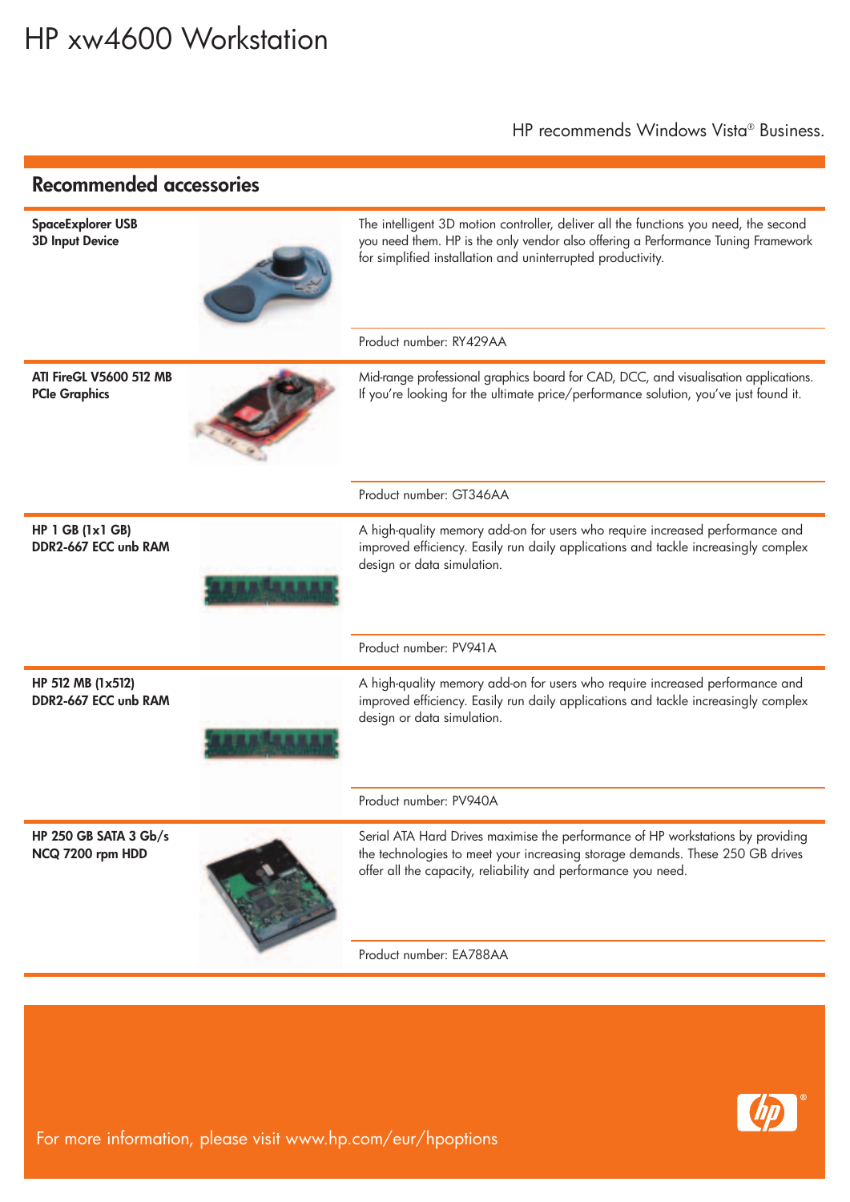# HP xw4600 Workstation

HP recommends Windows Vista® Business.

## Recommended accessories

**SpaceExplorer USB 3D Input Device**

The intelligent 3D motion controller, deliver all the functions you need, the second you need them. HP is the only vendor also offering a Performance Tuning Framework for simplified installation and uninterrupted productivity.

Product number: RY429AA

**ATI FireGL V5600 512 MB PCIe Graphics**

Mid-range professional graphics board for CAD, DCC, and visualisation applications. If you're looking for the ultimate price/performance solution, you've just found it.

Product number: GT346AA

**HP 1 GB (1x1 GB) DDR2-667 ECC unb RAM**

A high-quality memory add-on for users who require increased performance and improved efficiency. Easily run daily applications and tackle increasingly complex design or data simulation.

Product number: PV941A

**HP 512 MB (1x512) DDR2-667 ECC unb RAM**

A high-quality memory add-on for users who require increased performance and improved efficiency. Easily run daily applications and tackle increasingly complex design or data simulation.

Product number: PV940A

**HP 250 GB SATA 3 Gb/s NCQ 7200 rpm HDD**

Serial ATA Hard Drives maximise the performance of HP workstations by providing the technologies to meet your increasing storage demands. These 250 GB drives offer all the capacity, reliability and performance you need.

Product number: EA788AA

For more information, please visit www.hp.com/eur/hpoptions